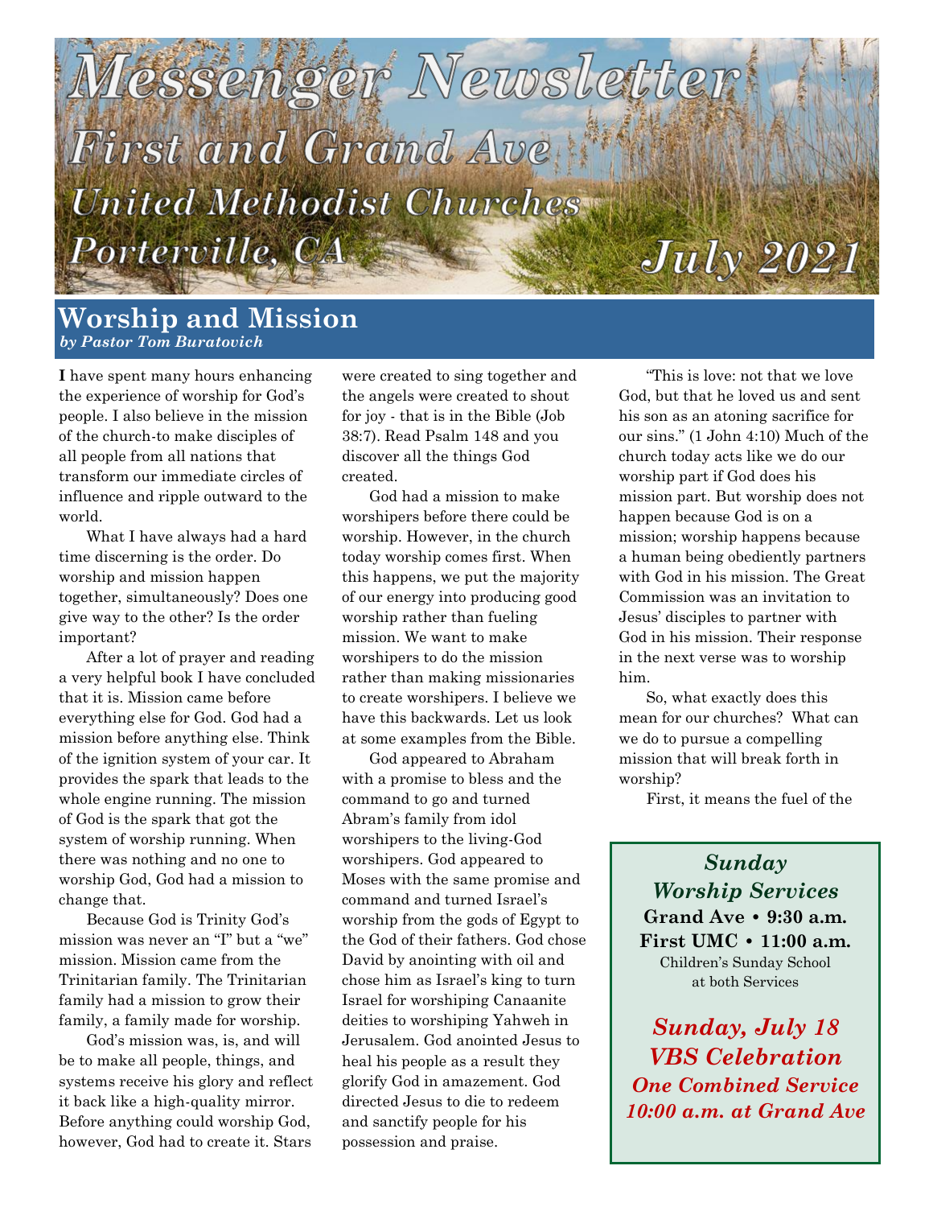# Messenger Newsletter

## First and Grand Ave United Methodist Churches

## Porterville, CA

## July 2021

## Worship and Mission

*by Pastor Tom Buratovich*

**I** have spent many hours enhancing the experience of worship for God's people. I also believe in the mission of the church-to make disciples of all people from all nations that transform our immediate circles of influence and ripple outward to the world.

What I have always had a hard time discerning is the order. Do worship and mission happen together, simultaneously? Does one give way to the other? Is the order important?

After a lot of prayer and reading a very helpful book I have concluded that it is. Mission came before everything else for God. God had a mission before anything else. Think of the ignition system of your car. It provides the spark that leads to the whole engine running. The mission of God is the spark that got the system of worship running. When there was nothing and no one to worship God, God had a mission to change that.

Because God is Trinity God's mission was never an "I" but a "we" mission. Mission came from the Trinitarian family. The Trinitarian family had a mission to grow their family, a family made for worship.

God's mission was, is, and will be to make all people, things, and systems receive his glory and reflect it back like a high-quality mirror. Before anything could worship God, however, God had to create it. Stars were created to sing together and the angels were created to shout for joy - that is in the Bible (Job 38:7). Read Psalm 148 and you discover all the things God created.

God had a mission to make worshipers before there could be worship. However, in the church today worship comes first. When this happens, we put the majority of our energy into producing good worship rather than fueling mission. We want to make worshipers to do the mission rather than making missionaries to create worshipers. I believe we have this backwards. Let us look at some examples from the Bible.

God appeared to Abraham with a promise to bless and the command to go and turned Abram's family from idol worshipers to the living-God worshipers. God appeared to Moses with the same promise and command and turned Israel's worship from the gods of Egypt to the God of their fathers. God chose David by anointing with oil and chose him as Israel's king to turn Israel for worshiping Canaanite deities to worshiping Yahweh in Jerusalem. God anointed Jesus to heal his people as a result they glorify God in amazement. God directed Jesus to die to redeem and sanctify people for his possession and praise.

"This is love: not that we love God, but that he loved us and sent his son as an atoning sacrifice for our sins." (1 John 4:10) Much of the church today acts like we do our worship part if God does his mission part. But worship does not happen because God is on a mission; worship happens because a human being obediently partners with God in his mission. The Great Commission was an invitation to Jesus' disciples to partner with God in his mission. Their response in the next verse was to worship him.

So, what exactly does this mean for our churches? What can we do to pursue a compelling mission that will break forth in worship?

First, it means the fuel of the

---

***Sunday Worship Services***

**Grand Ave • 9:30 a.m.**

**First UMC • 11:00 a.m.**

Children's Sunday School at both Services

***Sunday, July 18***

***VBS Celebration***

***One Combined Service***

***10:00 a.m. at Grand Ave***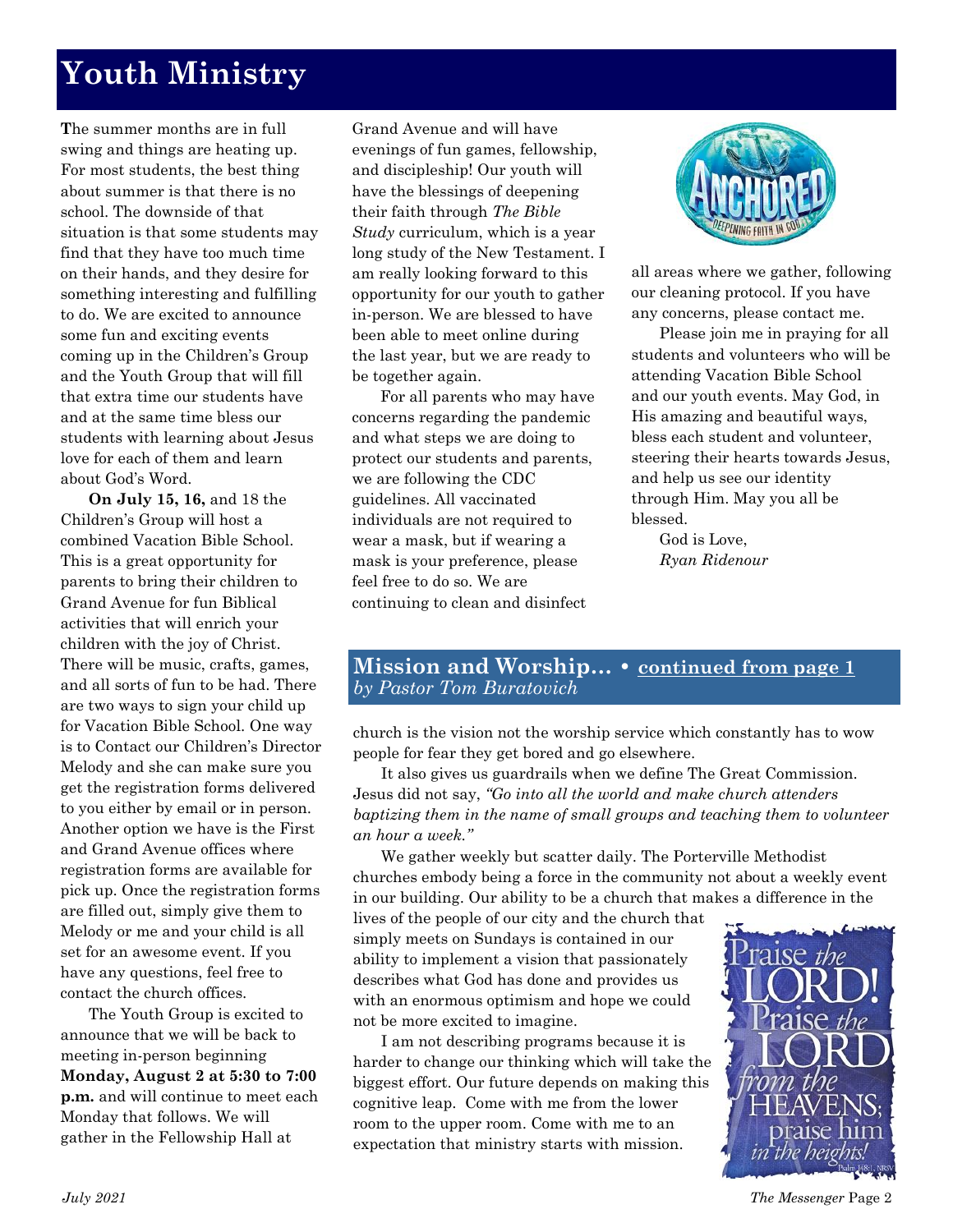# Youth Ministry

The summer months are in full swing and things are heating up. For most students, the best thing about summer is that there is no school. The downside of that situation is that some students may find that they have too much time on their hands, and they desire for something interesting and fulfilling to do. We are excited to announce some fun and exciting events coming up in the Children's Group and the Youth Group that will fill that extra time our students have and at the same time bless our students with learning about Jesus love for each of them and learn about God's Word.

**On July 15, 16,** and 18 the Children's Group will host a combined Vacation Bible School. This is a great opportunity for parents to bring their children to Grand Avenue for fun Biblical activities that will enrich your children with the joy of Christ. There will be music, crafts, games, and all sorts of fun to be had. There are two ways to sign your child up for Vacation Bible School. One way is to Contact our Children's Director Melody and she can make sure you get the registration forms delivered to you either by email or in person. Another option we have is the First and Grand Avenue offices where registration forms are available for pick up. Once the registration forms are filled out, simply give them to Melody or me and your child is all set for an awesome event. If you have any questions, feel free to contact the church offices.

The Youth Group is excited to announce that we will be back to meeting in-person beginning **Monday, August 2 at 5:30 to 7:00 p.m.** and will continue to meet each Monday that follows. We will gather in the Fellowship Hall at Grand Avenue and will have evenings of fun games, fellowship, and discipleship! Our youth will have the blessings of deepening their faith through *The Bible Study* curriculum, which is a year long study of the New Testament. I am really looking forward to this opportunity for our youth to gather in-person. We are blessed to have been able to meet online during the last year, but we are ready to be together again.

For all parents who may have concerns regarding the pandemic and what steps we are doing to protect our students and parents, we are following the CDC guidelines. All vaccinated individuals are not required to wear a mask, but if wearing a mask is your preference, please feel free to do so. We are continuing to clean and disinfect all areas where we gather, following our cleaning protocol. If you have any concerns, please contact me.

Please join me in praying for all students and volunteers who will be attending Vacation Bible School and our youth events. May God, in His amazing and beautiful ways, bless each student and volunteer, steering their hearts towards Jesus, and help us see our identity through Him. May you all be blessed.

God is Love,
*Ryan Ridenour*

## Mission and Worship... • continued from page 1
*by Pastor Tom Buratovich*

church is the vision not the worship service which constantly has to wow people for fear they get bored and go elsewhere.

It also gives us guardrails when we define The Great Commission. Jesus did not say, *"Go into all the world and make church attenders baptizing them in the name of small groups and teaching them to volunteer an hour a week."*

We gather weekly but scatter daily. The Porterville Methodist churches embody being a force in the community not about a weekly event in our building. Our ability to be a church that makes a difference in the lives of the people of our city and the church that simply meets on Sundays is contained in our ability to implement a vision that passionately describes what God has done and provides us with an enormous optimism and hope we could not be more excited to imagine.

I am not describing programs because it is harder to change our thinking which will take the biggest effort. Our future depends on making this cognitive leap. Come with me from the lower room to the upper room. Come with me to an expectation that ministry starts with mission.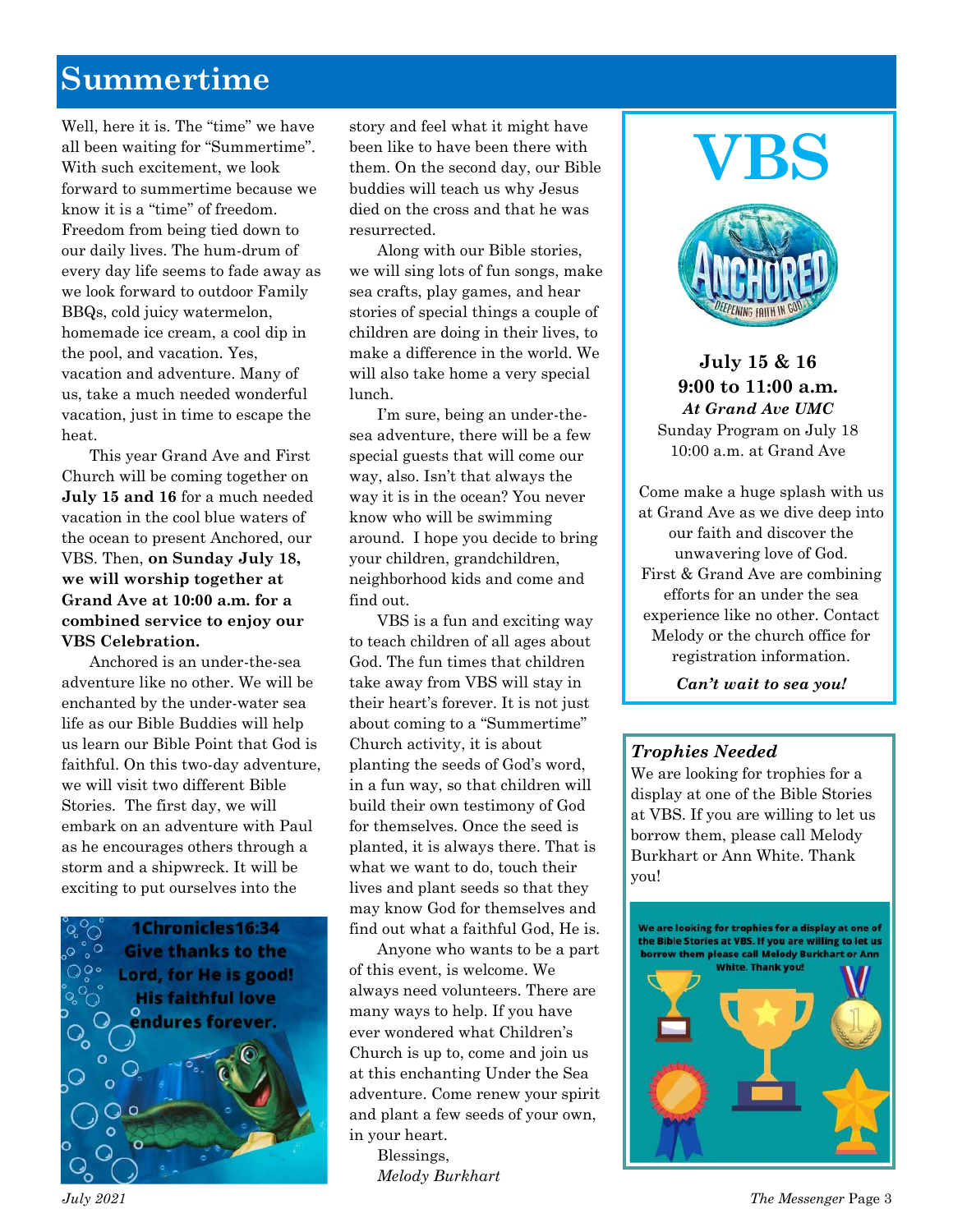# Summertime

Well, here it is. The “time” we have all been waiting for “Summertime”. With such excitement, we look forward to summertime because we know it is a “time” of freedom. Freedom from being tied down to our daily lives. The hum-drum of every day life seems to fade away as we look forward to outdoor Family BBQs, cold juicy watermelon, homemade ice cream, a cool dip in the pool, and vacation. Yes, vacation and adventure. Many of us, take a much needed wonderful vacation, just in time to escape the heat.

This year Grand Ave and First Church will be coming together on **July 15 and 16** for a much needed vacation in the cool blue waters of the ocean to present Anchored, our VBS. Then, **on Sunday July 18, we will worship together at Grand Ave at 10:00 a.m. for a combined service to enjoy our VBS Celebration.**

Anchored is an under-the-sea adventure like no other. We will be enchanted by the under-water sea life as our Bible Buddies will help us learn our Bible Point that God is faithful. On this two-day adventure, we will visit two different Bible Stories. The first day, we will embark on an adventure with Paul as he encourages others through a storm and a shipwreck. It will be exciting to put ourselves into the story and feel what it might have been like to have been there with them. On the second day, our Bible buddies will teach us why Jesus died on the cross and that he was resurrected.

1Chronicles16:34
Give thanks to the Lord, for He is good! His faithful love endures forever.

Along with our Bible stories, we will sing lots of fun songs, make sea crafts, play games, and hear stories of special things a couple of children are doing in their lives, to make a difference in the world. We will also take home a very special lunch.

I’m sure, being an under-the-sea adventure, there will be a few special guests that will come our way, also. Isn’t that always the way it is in the ocean? You never know who will be swimming around. I hope you decide to bring your children, grandchildren, neighborhood kids and come and find out.

VBS is a fun and exciting way to teach children of all ages about God. The fun times that children take away from VBS will stay in their heart’s forever. It is not just about coming to a “Summertime” Church activity, it is about planting the seeds of God’s word, in a fun way, so that children will build their own testimony of God for themselves. Once the seed is planted, it is always there. That is what we want to do, touch their lives and plant seeds so that they may know God for themselves and find out what a faithful God, He is.

Anyone who wants to be a part of this event, is welcome. We always need volunteers. There are many ways to help. If you have ever wondered what Children’s Church is up to, come and join us at this enchanting Under the Sea adventure. Come renew your spirit and plant a few seeds of your own, in your heart.

Blessings,
*Melody Burkhart*

# VBS

ANCHORED — DEEPENING FAITH IN GOD

**July 15 & 16**
**9:00 to 11:00 a.m.**
***At Grand Ave UMC***
Sunday Program on July 18
10:00 a.m. at Grand Ave

Come make a huge splash with us at Grand Ave as we dive deep into our faith and discover the unwavering love of God. First & Grand Ave are combining efforts for an under the sea experience like no other. Contact Melody or the church office for registration information.

***Can’t wait to sea you!***

### *Trophies Needed*

We are looking for trophies for a display at one of the Bible Stories at VBS. If you are willing to let us borrow them, please call Melody Burkhart or Ann White. Thank you!

**We are looking for trophies for a display at one of the Bible Stories at VBS. If you are willing to let us borrow them please call Melody Burkhart or Ann White. Thank you!**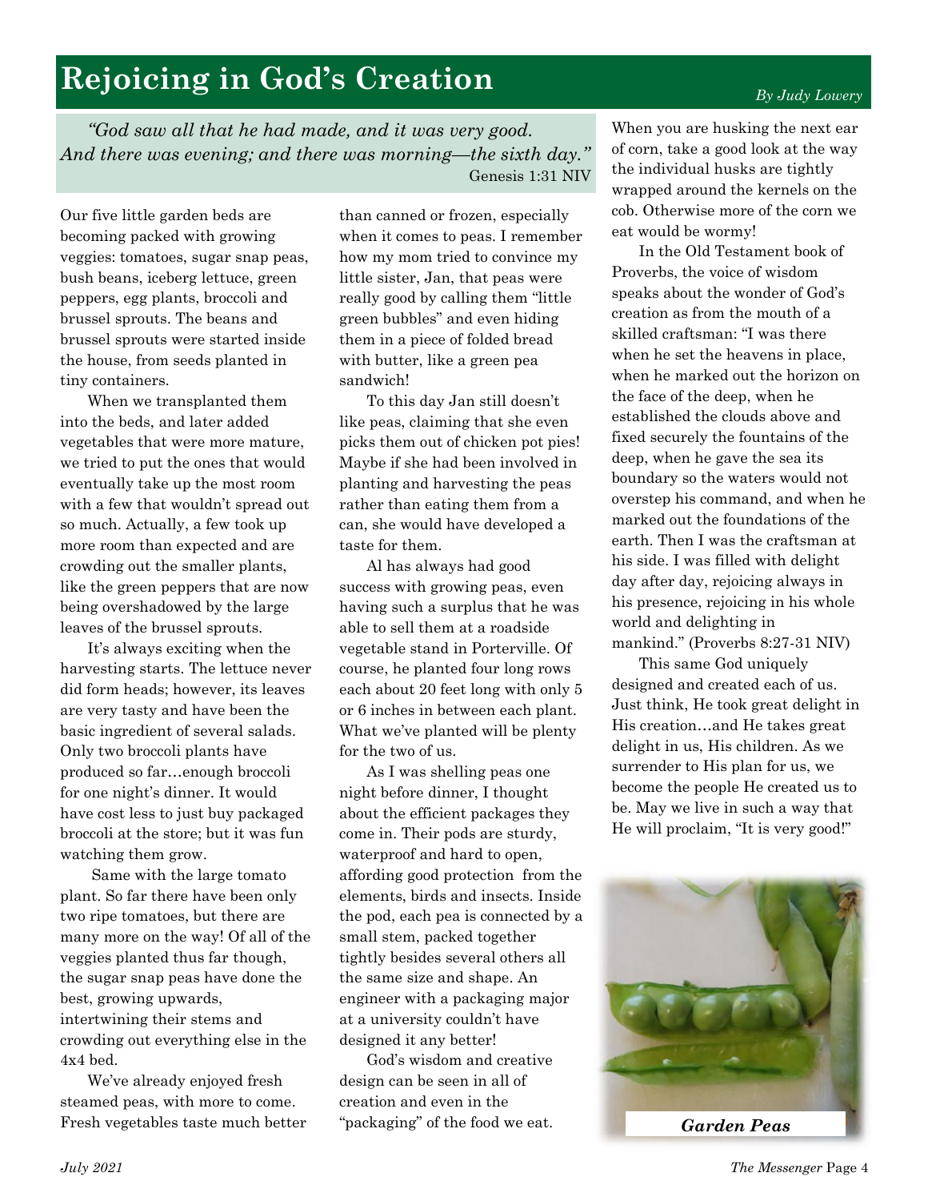# Rejoicing in God's Creation

*By Judy Lowery*

> *"God saw all that he had made, and it was very good. And there was evening; and there was morning—the sixth day."*
> Genesis 1:31 NIV

Our five little garden beds are becoming packed with growing veggies: tomatoes, sugar snap peas, bush beans, iceberg lettuce, green peppers, egg plants, broccoli and brussel sprouts. The beans and brussel sprouts were started inside the house, from seeds planted in tiny containers.

When we transplanted them into the beds, and later added vegetables that were more mature, we tried to put the ones that would eventually take up the most room with a few that wouldn't spread out so much. Actually, a few took up more room than expected and are crowding out the smaller plants, like the green peppers that are now being overshadowed by the large leaves of the brussel sprouts.

It's always exciting when the harvesting starts. The lettuce never did form heads; however, its leaves are very tasty and have been the basic ingredient of several salads. Only two broccoli plants have produced so far…enough broccoli for one night's dinner. It would have cost less to just buy packaged broccoli at the store; but it was fun watching them grow.

Same with the large tomato plant. So far there have been only two ripe tomatoes, but there are many more on the way! Of all of the veggies planted thus far though, the sugar snap peas have done the best, growing upwards, intertwining their stems and crowding out everything else in the 4x4 bed.

We've already enjoyed fresh steamed peas, with more to come. Fresh vegetables taste much better than canned or frozen, especially when it comes to peas. I remember how my mom tried to convince my little sister, Jan, that peas were really good by calling them "little green bubbles" and even hiding them in a piece of folded bread with butter, like a green pea sandwich!

To this day Jan still doesn't like peas, claiming that she even picks them out of chicken pot pies! Maybe if she had been involved in planting and harvesting the peas rather than eating them from a can, she would have developed a taste for them.

Al has always had good success with growing peas, even having such a surplus that he was able to sell them at a roadside vegetable stand in Porterville. Of course, he planted four long rows each about 20 feet long with only 5 or 6 inches in between each plant. What we've planted will be plenty for the two of us.

As I was shelling peas one night before dinner, I thought about the efficient packages they come in. Their pods are sturdy, waterproof and hard to open, affording good protection from the elements, birds and insects. Inside the pod, each pea is connected by a small stem, packed together tightly besides several others all the same size and shape. An engineer with a packaging major at a university couldn't have designed it any better!

God's wisdom and creative design can be seen in all of creation and even in the "packaging" of the food we eat. When you are husking the next ear of corn, take a good look at the way the individual husks are tightly wrapped around the kernels on the cob. Otherwise more of the corn we eat would be wormy!

In the Old Testament book of Proverbs, the voice of wisdom speaks about the wonder of God's creation as from the mouth of a skilled craftsman: "I was there when he set the heavens in place, when he marked out the horizon on the face of the deep, when he established the clouds above and fixed securely the fountains of the deep, when he gave the sea its boundary so the waters would not overstep his command, and when he marked out the foundations of the earth. Then I was the craftsman at his side. I was filled with delight day after day, rejoicing always in his presence, rejoicing in his whole world and delighting in mankind." (Proverbs 8:27-31 NIV)

This same God uniquely designed and created each of us. Just think, He took great delight in His creation…and He takes great delight in us, His children. As we surrender to His plan for us, we become the people He created us to be. May we live in such a way that He will proclaim, "It is very good!"

***Garden Peas***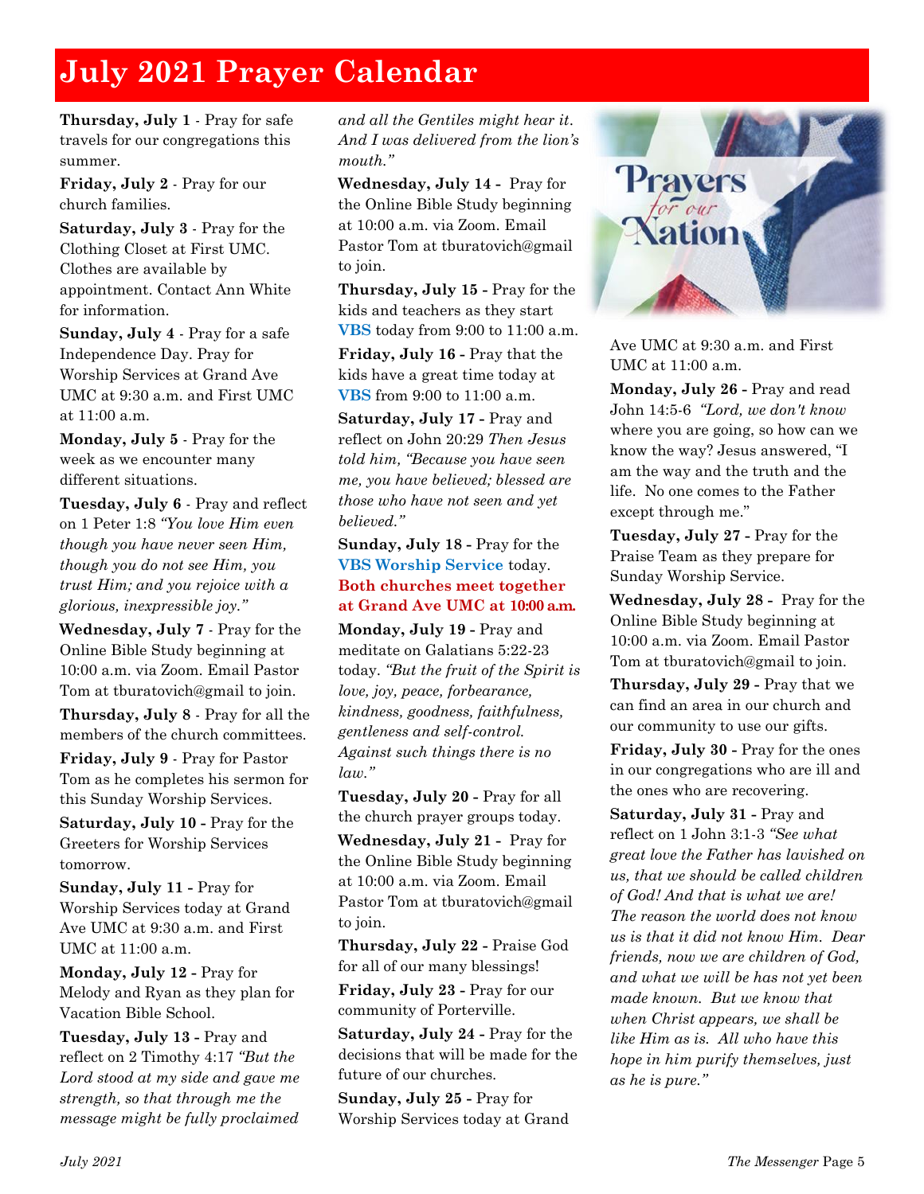# July 2021 Prayer Calendar

**Thursday, July 1** - Pray for safe travels for our congregations this summer.

**Friday, July 2** - Pray for our church families.

**Saturday, July 3** - Pray for the Clothing Closet at First UMC. Clothes are available by appointment. Contact Ann White for information.

**Sunday, July 4** - Pray for a safe Independence Day. Pray for Worship Services at Grand Ave UMC at 9:30 a.m. and First UMC at 11:00 a.m.

**Monday, July 5** - Pray for the week as we encounter many different situations.

**Tuesday, July 6** - Pray and reflect on 1 Peter 1:8 *"You love Him even though you have never seen Him, though you do not see Him, you trust Him; and you rejoice with a glorious, inexpressible joy."*

**Wednesday, July 7** - Pray for the Online Bible Study beginning at 10:00 a.m. via Zoom. Email Pastor Tom at tburatovich@gmail to join.

**Thursday, July 8** - Pray for all the members of the church committees.

**Friday, July 9** - Pray for Pastor Tom as he completes his sermon for this Sunday Worship Services.

**Saturday, July 10 -** Pray for the Greeters for Worship Services tomorrow.

**Sunday, July 11 -** Pray for Worship Services today at Grand Ave UMC at 9:30 a.m. and First UMC at 11:00 a.m.

**Monday, July 12 -** Pray for Melody and Ryan as they plan for Vacation Bible School.

**Tuesday, July 13 -** Pray and reflect on 2 Timothy 4:17 *"But the Lord stood at my side and gave me strength, so that through me the message might be fully proclaimed and all the Gentiles might hear it. And I was delivered from the lion's mouth."*

**Wednesday, July 14 -** Pray for the Online Bible Study beginning at 10:00 a.m. via Zoom. Email Pastor Tom at tburatovich@gmail to join.

**Thursday, July 15 -** Pray for the kids and teachers as they start **VBS** today from 9:00 to 11:00 a.m.

**Friday, July 16 -** Pray that the kids have a great time today at **VBS** from 9:00 to 11:00 a.m.

**Saturday, July 17 -** Pray and reflect on John 20:29 *Then Jesus told him, "Because you have seen me, you have believed; blessed are those who have not seen and yet believed."*

**Sunday, July 18 -** Pray for the **VBS Worship Service** today. **Both churches meet together at Grand Ave UMC at 10:00 a.m.**

**Monday, July 19 -** Pray and meditate on Galatians 5:22-23 today. *"But the fruit of the Spirit is love, joy, peace, forbearance, kindness, goodness, faithfulness, gentleness and self-control. Against such things there is no law."*

**Tuesday, July 20 -** Pray for all the church prayer groups today.

**Wednesday, July 21 -** Pray for the Online Bible Study beginning at 10:00 a.m. via Zoom. Email Pastor Tom at tburatovich@gmail to join.

**Thursday, July 22 -** Praise God for all of our many blessings!

**Friday, July 23 -** Pray for our community of Porterville.

**Saturday, July 24 -** Pray for the decisions that will be made for the future of our churches.

**Sunday, July 25 -** Pray for Worship Services today at Grand Ave UMC at 9:30 a.m. and First UMC at 11:00 a.m.

**Monday, July 26 -** Pray and read John 14:5-6 *"Lord, we don't know* where you are going, so how can we know the way? Jesus answered, "I am the way and the truth and the life. No one comes to the Father except through me."

**Tuesday, July 27 -** Pray for the Praise Team as they prepare for Sunday Worship Service.

**Wednesday, July 28 -** Pray for the Online Bible Study beginning at 10:00 a.m. via Zoom. Email Pastor Tom at tburatovich@gmail to join.

**Thursday, July 29 -** Pray that we can find an area in our church and our community to use our gifts.

**Friday, July 30 -** Pray for the ones in our congregations who are ill and the ones who are recovering.

**Saturday, July 31 -** Pray and reflect on 1 John 3:1-3 *"See what great love the Father has lavished on us, that we should be called children of God! And that is what we are! The reason the world does not know us is that it did not know Him. Dear friends, now we are children of God, and what we will be has not yet been made known. But we know that when Christ appears, we shall be like Him as is. All who have this hope in him purify themselves, just as he is pure."*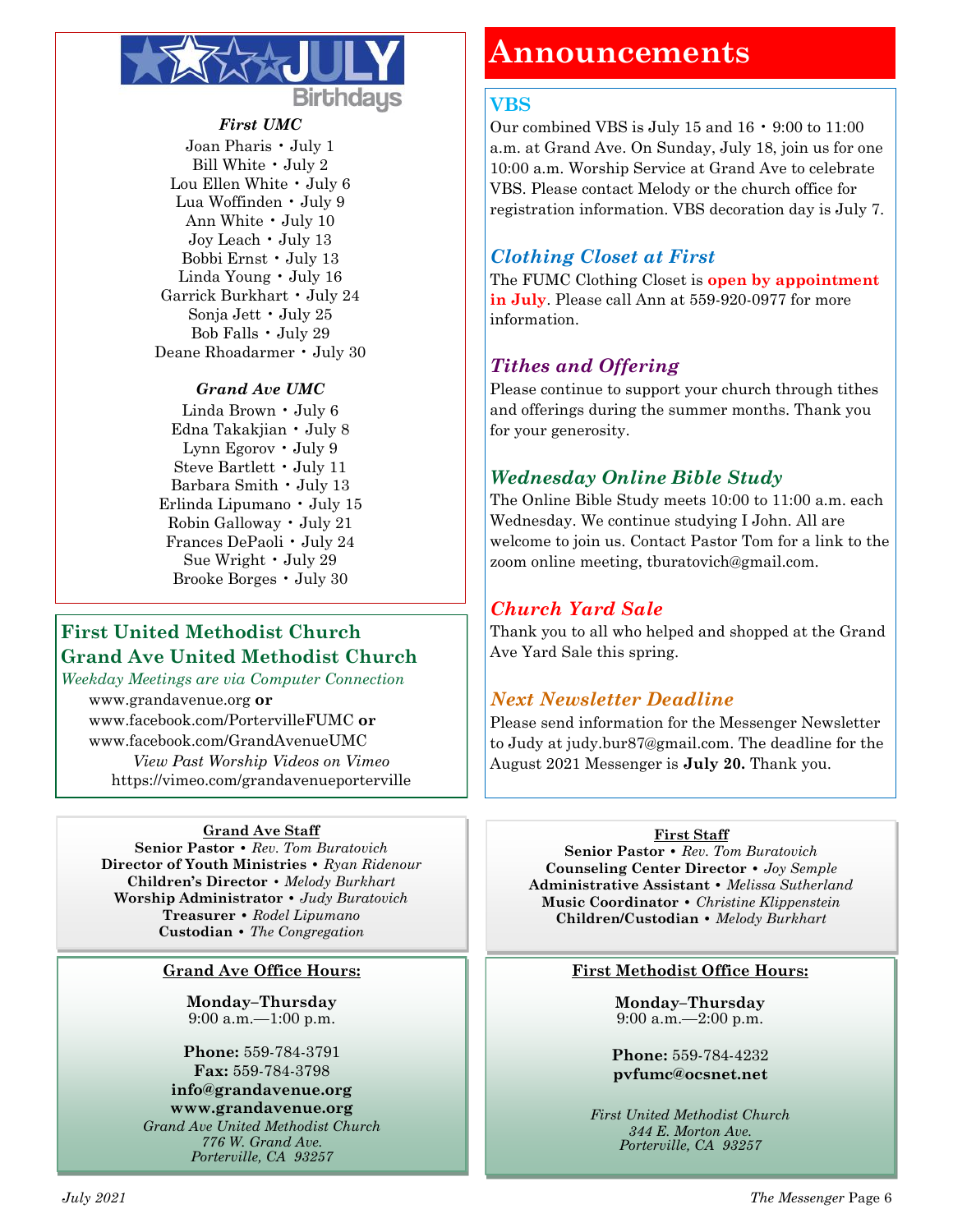# JULY Birthdays

***First UMC***

Joan Pharis • July 1
Bill White • July 2
Lou Ellen White • July 6
Lua Woffinden • July 9
Ann White • July 10
Joy Leach • July 13
Bobbi Ernst • July 13
Linda Young • July 16
Garrick Burkhart • July 24
Sonja Jett • July 25
Bob Falls • July 29
Deane Rhoadarmer • July 30

***Grand Ave UMC***

Linda Brown • July 6
Edna Takakjian • July 8
Lynn Egorov • July 9
Steve Bartlett • July 11
Barbara Smith • July 13
Erlinda Lipumano • July 15
Robin Galloway • July 21
Frances DePaoli • July 24
Sue Wright • July 29
Brooke Borges • July 30

## First United Methodist Church
## Grand Ave United Methodist Church

*Weekday Meetings are via Computer Connection*

www.grandavenue.org **or**
www.facebook.com/PortervilleFUMC **or**
www.facebook.com/GrandAvenueUMC

*View Past Worship Videos on Vimeo*
https://vimeo.com/grandavenueporterville

**Grand Ave Staff**

**Senior Pastor** • *Rev. Tom Buratovich*
**Director of Youth Ministries** • *Ryan Ridenour*
**Children's Director** • *Melody Burkhart*
**Worship Administrator** • *Judy Buratovich*
**Treasurer** • *Rodel Lipumano*
**Custodian** • *The Congregation*

**Grand Ave Office Hours:**

**Monday–Thursday**
9:00 a.m.—1:00 p.m.

**Phone:** 559-784-3791
**Fax:** 559-784-3798
**info@grandavenue.org**
**www.grandavenue.org**
*Grand Ave United Methodist Church*
*776 W. Grand Ave.*
*Porterville, CA 93257*

# Announcements

## VBS

Our combined VBS is July 15 and 16 • 9:00 to 11:00 a.m. at Grand Ave. On Sunday, July 18, join us for one 10:00 a.m. Worship Service at Grand Ave to celebrate VBS. Please contact Melody or the church office for registration information. VBS decoration day is July 7.

## *Clothing Closet at First*

The FUMC Clothing Closet is **open by appointment in July**. Please call Ann at 559-920-0977 for more information.

## *Tithes and Offering*

Please continue to support your church through tithes and offerings during the summer months. Thank you for your generosity.

## *Wednesday Online Bible Study*

The Online Bible Study meets 10:00 to 11:00 a.m. each Wednesday. We continue studying I John. All are welcome to join us. Contact Pastor Tom for a link to the zoom online meeting, tburatovich@gmail.com.

## *Church Yard Sale*

Thank you to all who helped and shopped at the Grand Ave Yard Sale this spring.

## *Next Newsletter Deadline*

Please send information for the Messenger Newsletter to Judy at judy.bur87@gmail.com. The deadline for the August 2021 Messenger is **July 20.** Thank you.

**First Staff**

**Senior Pastor** • *Rev. Tom Buratovich*
**Counseling Center Director** • *Joy Semple*
**Administrative Assistant** • *Melissa Sutherland*
**Music Coordinator** • *Christine Klippenstein*
**Children/Custodian** • *Melody Burkhart*

**First Methodist Office Hours:**

**Monday–Thursday**
9:00 a.m.—2:00 p.m.

**Phone:** 559-784-4232
**pvfumc@ocsnet.net**

*First United Methodist Church*
*344 E. Morton Ave.*
*Porterville, CA 93257*